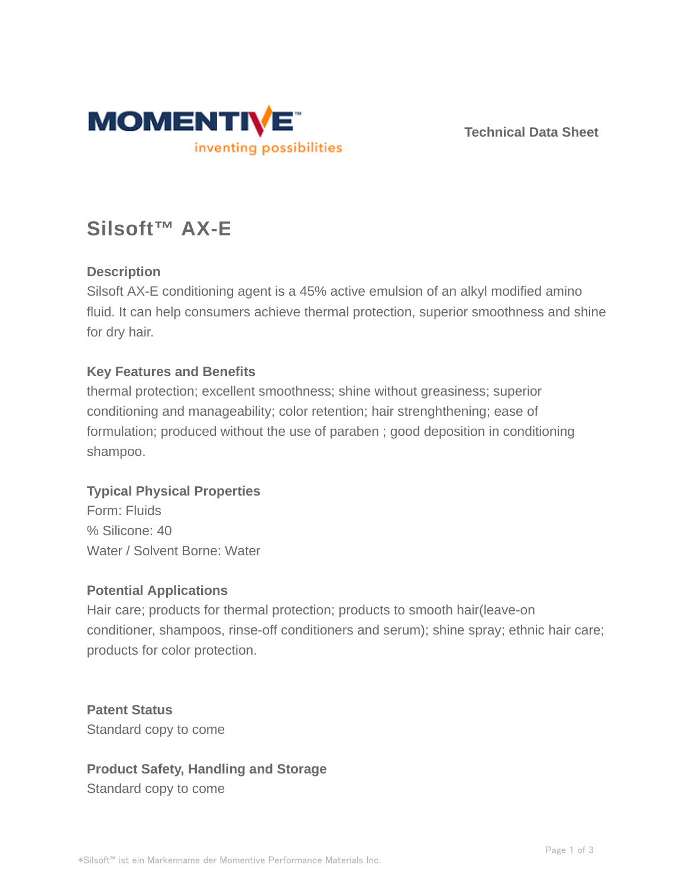Technical Data Sheet

# Silsoft™ AX-E

### Description

Silsoft AX-E conditioning agent is a 45% active emulsion of an alkyl modified amino fluid. It can help consumers achieve thermal protection, superior smoothness and shine for dry hair.

### Key Features and Benefits

thermal protection; excellent smoothness; shine without greasiness; superior conditioning and manageability; color retention; hair strenghthening; ease of formulation; produced without the use of paraben ; good deposition in conditioning shampoo.

### Typical Physical Properties

Form: Fluids
% Silicone: 40
Water / Solvent Borne: Water

### Potential Applications

Hair care; products for thermal protection; products to smooth hair(leave-on conditioner, shampoos, rinse-off conditioners and serum); shine spray; ethnic hair care; products for color protection.

### Patent Status

Standard copy to come

### Product Safety, Handling and Storage

Standard copy to come

*Silsoft™ ist ein Markenname der Momentive Performance Materials Inc.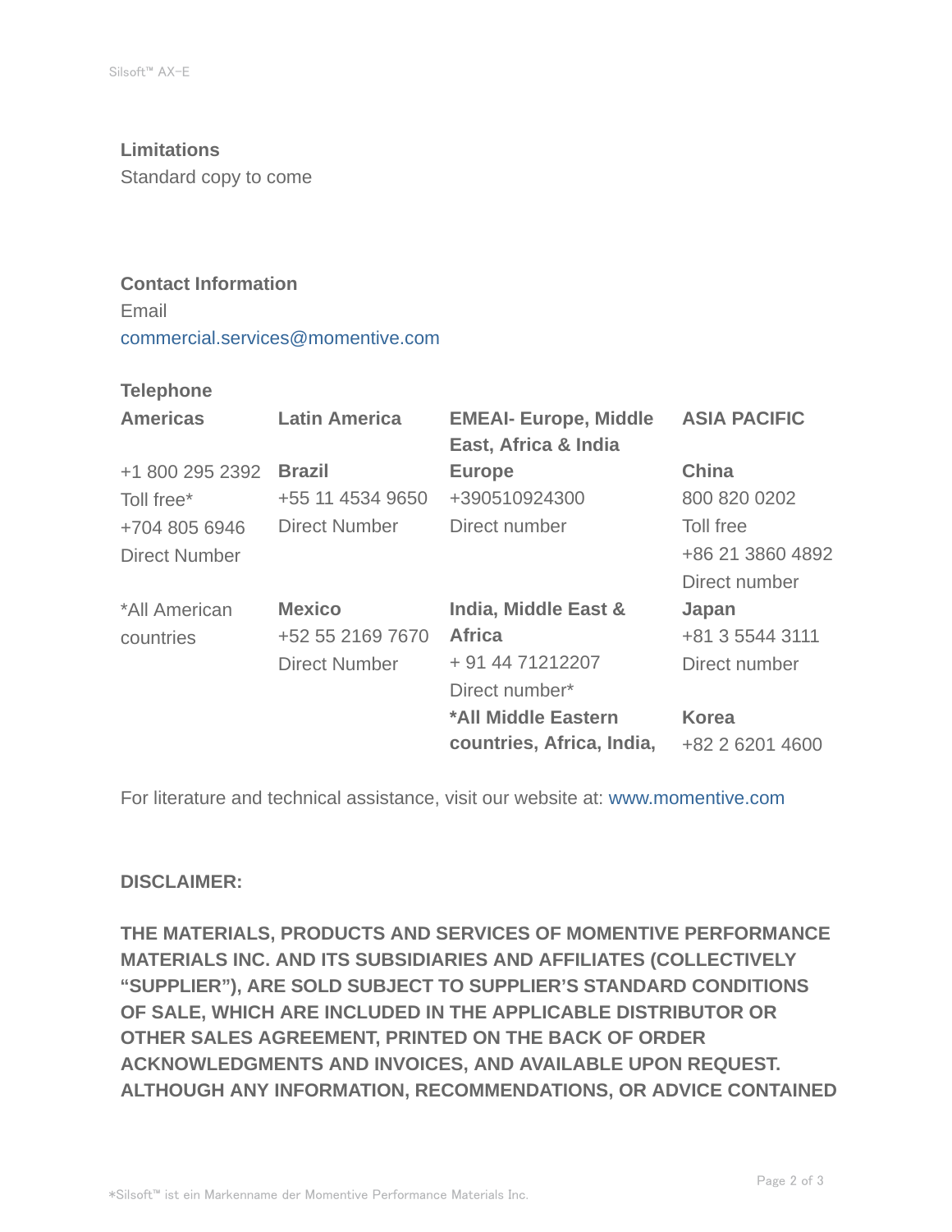## Limitations

Standard copy to come

## Contact Information

Email

commercial.services@momentive.com

### Telephone

| Americas | Latin America | EMEAI- Europe, Middle East, Africa & India | ASIA PACIFIC |
|---|---|---|---|
| +1 800 295 2392<br>Toll free*<br>+704 805 6946<br>Direct Number | **Brazil**<br>+55 11 4534 9650<br>Direct Number | **Europe**<br>+390510924300<br>Direct number | **China**<br>800 820 0202<br>Toll free<br>+86 21 3860 4892<br>Direct number |
| *All American countries | **Mexico**<br>+52 55 2169 7670<br>Direct Number | **India, Middle East & Africa**<br>+ 91 44 71212207<br>Direct number* | **Japan**<br>+81 3 5544 3111<br>Direct number |
| | | ***All Middle Eastern countries, Africa, India,** | **Korea**<br>+82 2 6201 4600 |

For literature and technical assistance, visit our website at: www.momentive.com

**DISCLAIMER:**

**THE MATERIALS, PRODUCTS AND SERVICES OF MOMENTIVE PERFORMANCE MATERIALS INC. AND ITS SUBSIDIARIES AND AFFILIATES (COLLECTIVELY "SUPPLIER"), ARE SOLD SUBJECT TO SUPPLIER'S STANDARD CONDITIONS OF SALE, WHICH ARE INCLUDED IN THE APPLICABLE DISTRIBUTOR OR OTHER SALES AGREEMENT, PRINTED ON THE BACK OF ORDER ACKNOWLEDGMENTS AND INVOICES, AND AVAILABLE UPON REQUEST. ALTHOUGH ANY INFORMATION, RECOMMENDATIONS, OR ADVICE CONTAINED**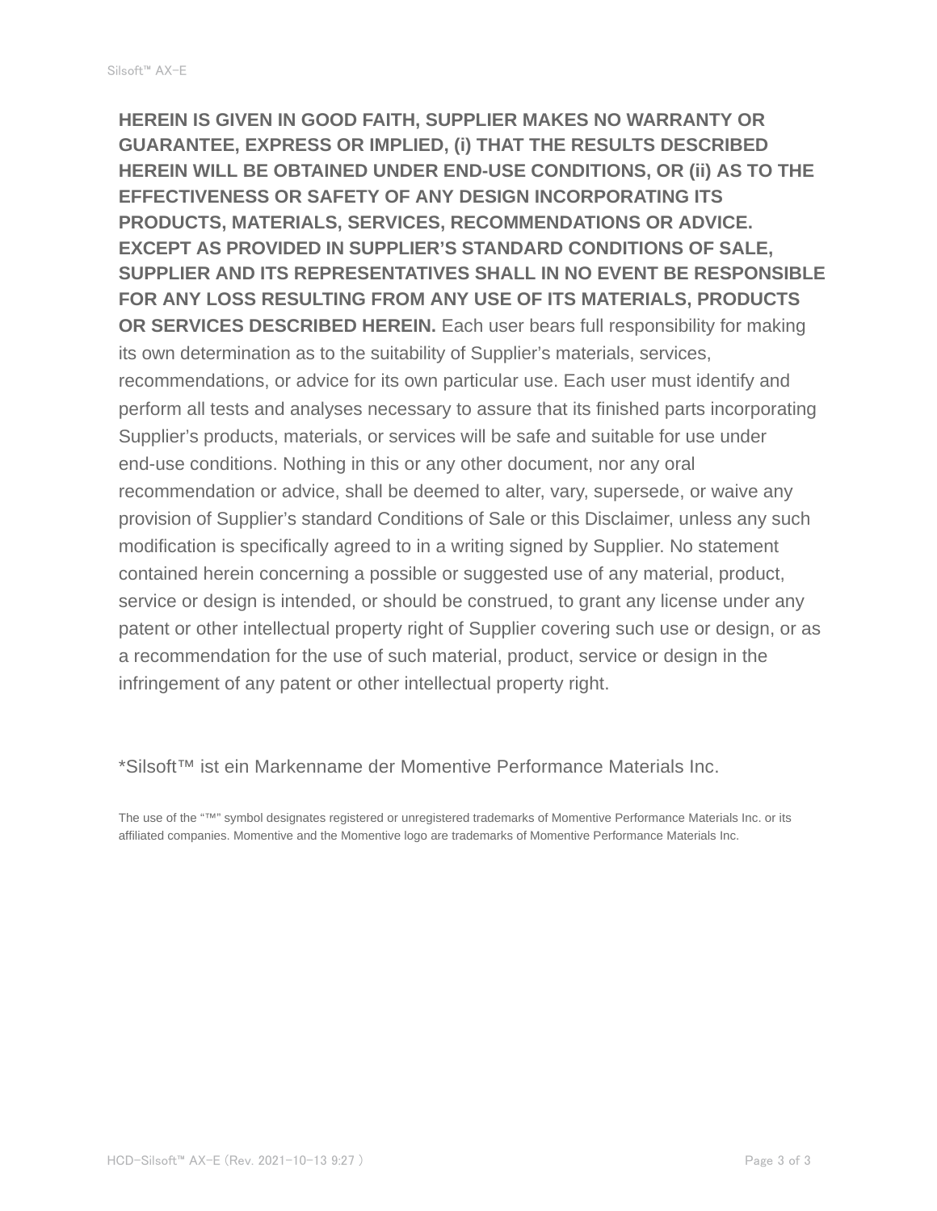**HEREIN IS GIVEN IN GOOD FAITH, SUPPLIER MAKES NO WARRANTY OR GUARANTEE, EXPRESS OR IMPLIED, (i) THAT THE RESULTS DESCRIBED HEREIN WILL BE OBTAINED UNDER END-USE CONDITIONS, OR (ii) AS TO THE EFFECTIVENESS OR SAFETY OF ANY DESIGN INCORPORATING ITS PRODUCTS, MATERIALS, SERVICES, RECOMMENDATIONS OR ADVICE. EXCEPT AS PROVIDED IN SUPPLIER'S STANDARD CONDITIONS OF SALE, SUPPLIER AND ITS REPRESENTATIVES SHALL IN NO EVENT BE RESPONSIBLE FOR ANY LOSS RESULTING FROM ANY USE OF ITS MATERIALS, PRODUCTS OR SERVICES DESCRIBED HEREIN.** Each user bears full responsibility for making its own determination as to the suitability of Supplier's materials, services, recommendations, or advice for its own particular use. Each user must identify and perform all tests and analyses necessary to assure that its finished parts incorporating Supplier's products, materials, or services will be safe and suitable for use under end-use conditions. Nothing in this or any other document, nor any oral recommendation or advice, shall be deemed to alter, vary, supersede, or waive any provision of Supplier's standard Conditions of Sale or this Disclaimer, unless any such modification is specifically agreed to in a writing signed by Supplier. No statement contained herein concerning a possible or suggested use of any material, product, service or design is intended, or should be construed, to grant any license under any patent or other intellectual property right of Supplier covering such use or design, or as a recommendation for the use of such material, product, service or design in the infringement of any patent or other intellectual property right.

*Silsoft™ ist ein Markenname der Momentive Performance Materials Inc.

The use of the "™" symbol designates registered or unregistered trademarks of Momentive Performance Materials Inc. or its affiliated companies. Momentive and the Momentive logo are trademarks of Momentive Performance Materials Inc.